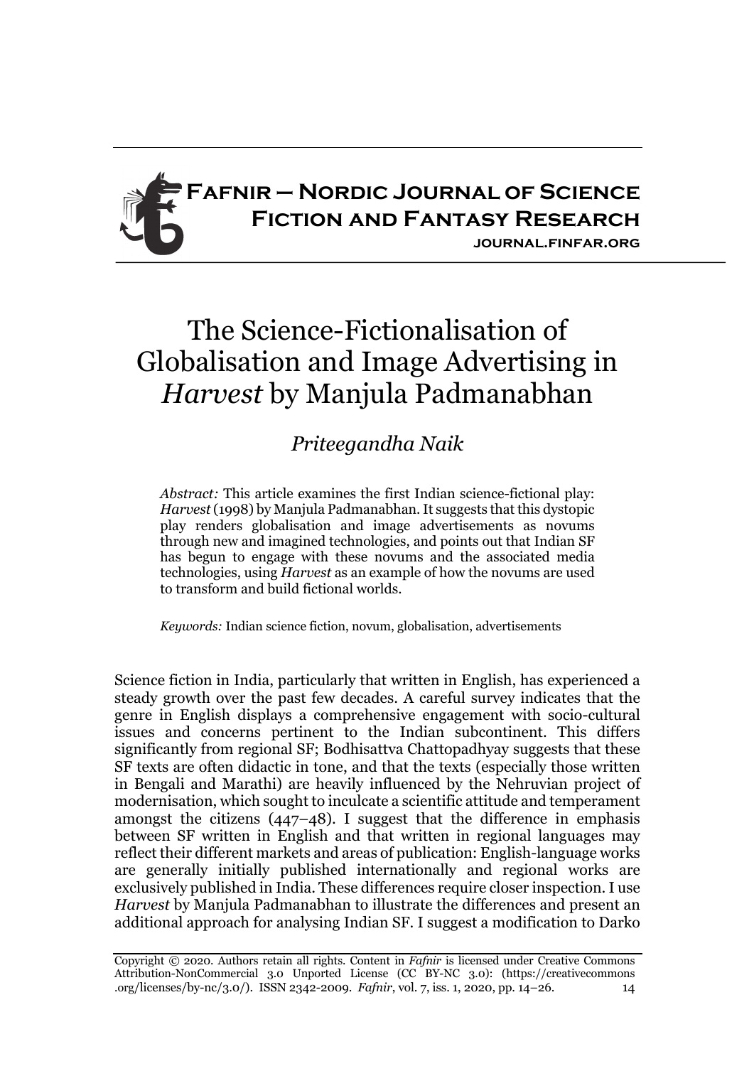# Fafnir – Nordic Journal of Science Fiction and Fantasy Research

journal.finfar.org

# The Science-Fictionalisation of Globalisation and Image Advertising in *Harvest* by Manjula Padmanabhan

*Priteegandha Naik*

*Abstract:* This article examines the first Indian science-fictional play: *Harvest* (1998) by Manjula Padmanabhan. It suggests that this dystopic play renders globalisation and image advertisements as novums through new and imagined technologies, and points out that Indian SF has begun to engage with these novums and the associated media technologies, using *Harvest* as an example of how the novums are used to transform and build fictional worlds.

*Keywords:* Indian science fiction, novum, globalisation, advertisements

Science fiction in India, particularly that written in English, has experienced a steady growth over the past few decades. A careful survey indicates that the genre in English displays a comprehensive engagement with socio-cultural issues and concerns pertinent to the Indian subcontinent. This differs significantly from regional SF; Bodhisattva Chattopadhyay suggests that these SF texts are often didactic in tone, and that the texts (especially those written in Bengali and Marathi) are heavily influenced by the Nehruvian project of modernisation, which sought to inculcate a scientific attitude and temperament amongst the citizens (447–48). I suggest that the difference in emphasis between SF written in English and that written in regional languages may reflect their different markets and areas of publication: English-language works are generally initially published internationally and regional works are exclusively published in India. These differences require closer inspection. I use *Harvest* by Manjula Padmanabhan to illustrate the differences and present an additional approach for analysing Indian SF. I suggest a modification to Darko

Copyright © 2020. Authors retain all rights. Content in *Fafnir* is licensed under Creative Commons Attribution-NonCommercial 3.0 Unported License (CC BY-NC 3.0): (https://creativecommons.org/licenses/by-nc/3.0/). ISSN 2342-2009.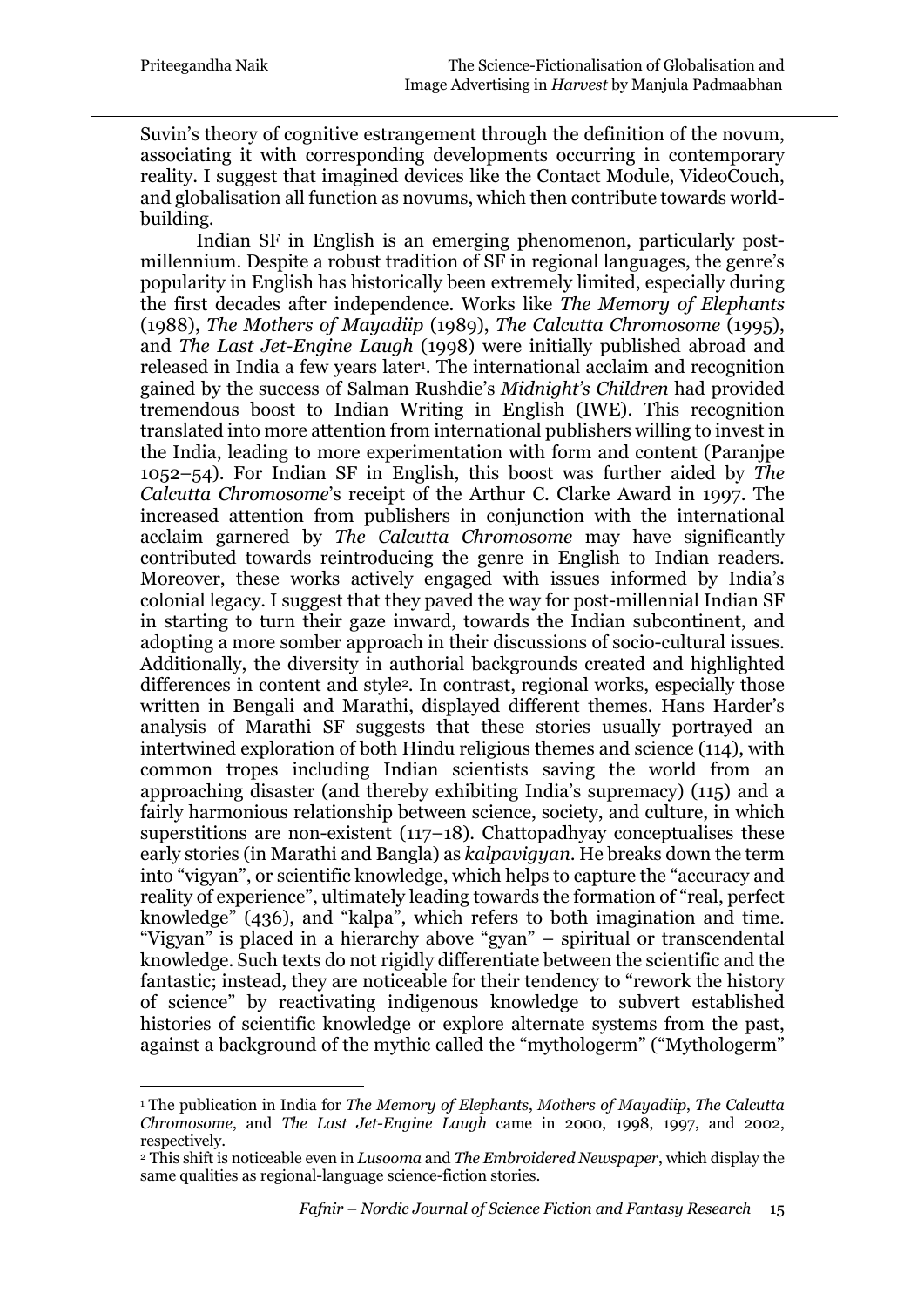Suvin's theory of cognitive estrangement through the definition of the novum, associating it with corresponding developments occurring in contemporary reality. I suggest that imagined devices like the Contact Module, VideoCouch, and globalisation all function as novums, which then contribute towards world-building.

Indian SF in English is an emerging phenomenon, particularly post-millennium. Despite a robust tradition of SF in regional languages, the genre's popularity in English has historically been extremely limited, especially during the first decades after independence. Works like *The Memory of Elephants* (1988), *The Mothers of Mayadiip* (1989), *The Calcutta Chromosome* (1995), and *The Last Jet-Engine Laugh* (1998) were initially published abroad and released in India a few years later[1]. The international acclaim and recognition gained by the success of Salman Rushdie's *Midnight's Children* had provided tremendous boost to Indian Writing in English (IWE). This recognition translated into more attention from international publishers willing to invest in the India, leading to more experimentation with form and content (Paranjpe 1052–54). For Indian SF in English, this boost was further aided by *The Calcutta Chromosome*'s receipt of the Arthur C. Clarke Award in 1997. The increased attention from publishers in conjunction with the international acclaim garnered by *The Calcutta Chromosome* may have significantly contributed towards reintroducing the genre in English to Indian readers. Moreover, these works actively engaged with issues informed by India's colonial legacy. I suggest that they paved the way for post-millennial Indian SF in starting to turn their gaze inward, towards the Indian subcontinent, and adopting a more somber approach in their discussions of socio-cultural issues. Additionally, the diversity in authorial backgrounds created and highlighted differences in content and style[2]. In contrast, regional works, especially those written in Bengali and Marathi, displayed different themes. Hans Harder's analysis of Marathi SF suggests that these stories usually portrayed an intertwined exploration of both Hindu religious themes and science (114), with common tropes including Indian scientists saving the world from an approaching disaster (and thereby exhibiting India's supremacy) (115) and a fairly harmonious relationship between science, society, and culture, in which superstitions are non-existent (117–18). Chattopadhyay conceptualises these early stories (in Marathi and Bangla) as *kalpavigyan*. He breaks down the term into "vigyan", or scientific knowledge, which helps to capture the "accuracy and reality of experience", ultimately leading towards the formation of "real, perfect knowledge" (436), and "kalpa", which refers to both imagination and time. "Vigyan" is placed in a hierarchy above "gyan" – spiritual or transcendental knowledge. Such texts do not rigidly differentiate between the scientific and the fantastic; instead, they are noticeable for their tendency to "rework the history of science" by reactivating indigenous knowledge to subvert established histories of scientific knowledge or explore alternate systems from the past, against a background of the mythic called the "mythologerm" ("Mythologerm"

---

[1] The publication in India for *The Memory of Elephants*, *Mothers of Mayadiip*, *The Calcutta Chromosome*, and *The Last Jet-Engine Laugh* came in 2000, 1998, 1997, and 2002, respectively.

[2] This shift is noticeable even in *Lusooma* and *The Embroidered Newspaper*, which display the same qualities as regional-language science-fiction stories.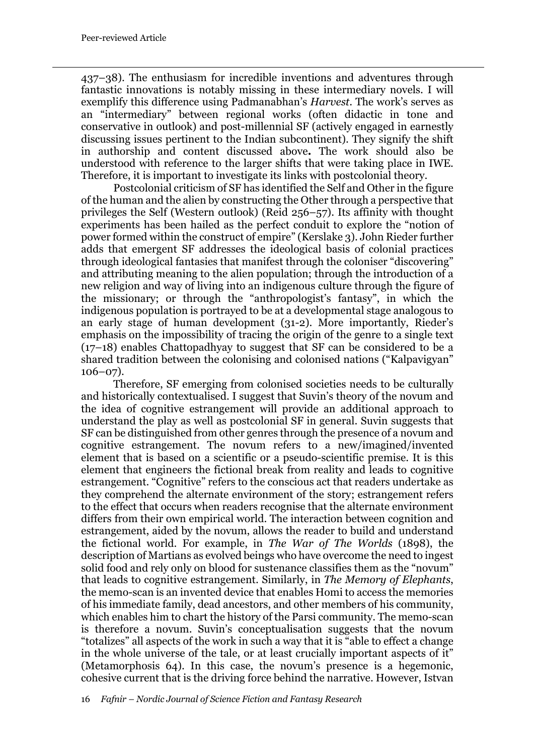437–38). The enthusiasm for incredible inventions and adventures through fantastic innovations is notably missing in these intermediary novels. I will exemplify this difference using Padmanabhan's *Harvest*. The work's serves as an "intermediary" between regional works (often didactic in tone and conservative in outlook) and post-millennial SF (actively engaged in earnestly discussing issues pertinent to the Indian subcontinent). They signify the shift in authorship and content discussed above**.** The work should also be understood with reference to the larger shifts that were taking place in IWE. Therefore, it is important to investigate its links with postcolonial theory.

Postcolonial criticism of SF has identified the Self and Other in the figure of the human and the alien by constructing the Other through a perspective that privileges the Self (Western outlook) (Reid 256–57). Its affinity with thought experiments has been hailed as the perfect conduit to explore the "notion of power formed within the construct of empire" (Kerslake 3). John Rieder further adds that emergent SF addresses the ideological basis of colonial practices through ideological fantasies that manifest through the coloniser "discovering" and attributing meaning to the alien population; through the introduction of a new religion and way of living into an indigenous culture through the figure of the missionary; or through the "anthropologist's fantasy", in which the indigenous population is portrayed to be at a developmental stage analogous to an early stage of human development (31-2). More importantly, Rieder's emphasis on the impossibility of tracing the origin of the genre to a single text (17–18) enables Chattopadhyay to suggest that SF can be considered to be a shared tradition between the colonising and colonised nations ("Kalpavigyan" 106–07).

Therefore, SF emerging from colonised societies needs to be culturally and historically contextualised. I suggest that Suvin's theory of the novum and the idea of cognitive estrangement will provide an additional approach to understand the play as well as postcolonial SF in general. Suvin suggests that SF can be distinguished from other genres through the presence of a novum and cognitive estrangement. The novum refers to a new/imagined/invented element that is based on a scientific or a pseudo-scientific premise. It is this element that engineers the fictional break from reality and leads to cognitive estrangement. "Cognitive" refers to the conscious act that readers undertake as they comprehend the alternate environment of the story; estrangement refers to the effect that occurs when readers recognise that the alternate environment differs from their own empirical world. The interaction between cognition and estrangement, aided by the novum, allows the reader to build and understand the fictional world. For example, in *The War of The Worlds* (1898), the description of Martians as evolved beings who have overcome the need to ingest solid food and rely only on blood for sustenance classifies them as the "novum" that leads to cognitive estrangement. Similarly, in *The Memory of Elephants*, the memo-scan is an invented device that enables Homi to access the memories of his immediate family, dead ancestors, and other members of his community, which enables him to chart the history of the Parsi community. The memo-scan is therefore a novum. Suvin's conceptualisation suggests that the novum "totalizes" all aspects of the work in such a way that it is "able to effect a change in the whole universe of the tale, or at least crucially important aspects of it" (Metamorphosis 64). In this case, the novum's presence is a hegemonic, cohesive current that is the driving force behind the narrative. However, Istvan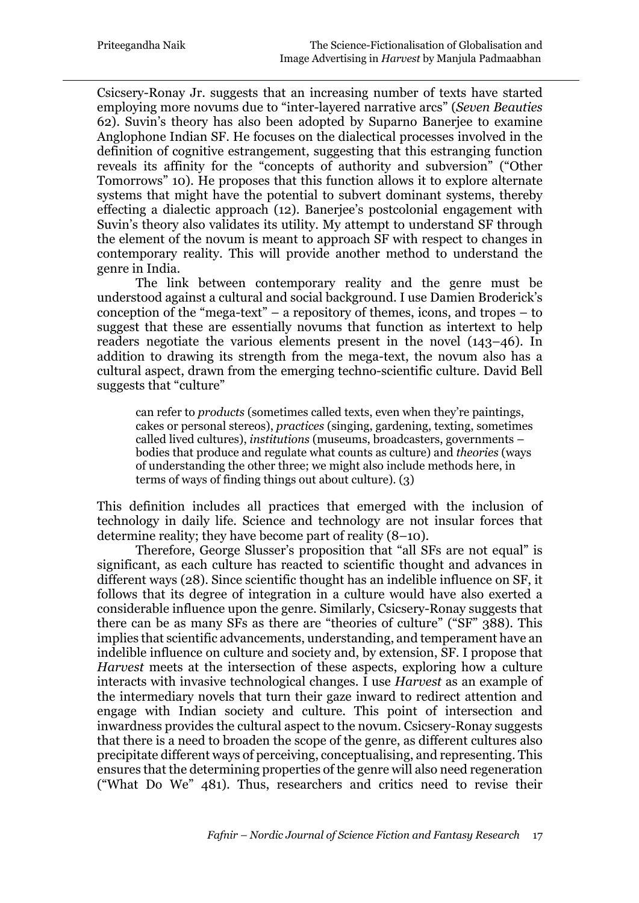Csicsery-Ronay Jr. suggests that an increasing number of texts have started employing more novums due to "inter-layered narrative arcs" (*Seven Beauties* 62). Suvin's theory has also been adopted by Suparno Banerjee to examine Anglophone Indian SF. He focuses on the dialectical processes involved in the definition of cognitive estrangement, suggesting that this estranging function reveals its affinity for the "concepts of authority and subversion" ("Other Tomorrows" 10). He proposes that this function allows it to explore alternate systems that might have the potential to subvert dominant systems, thereby effecting a dialectic approach (12). Banerjee's postcolonial engagement with Suvin's theory also validates its utility. My attempt to understand SF through the element of the novum is meant to approach SF with respect to changes in contemporary reality. This will provide another method to understand the genre in India.

The link between contemporary reality and the genre must be understood against a cultural and social background. I use Damien Broderick's conception of the "mega-text" – a repository of themes, icons, and tropes – to suggest that these are essentially novums that function as intertext to help readers negotiate the various elements present in the novel (143–46). In addition to drawing its strength from the mega-text, the novum also has a cultural aspect, drawn from the emerging techno-scientific culture. David Bell suggests that "culture"

> can refer to *products* (sometimes called texts, even when they're paintings, cakes or personal stereos), *practices* (singing, gardening, texting, sometimes called lived cultures), *institutions* (museums, broadcasters, governments – bodies that produce and regulate what counts as culture) and *theories* (ways of understanding the other three; we might also include methods here, in terms of ways of finding things out about culture). (3)

This definition includes all practices that emerged with the inclusion of technology in daily life. Science and technology are not insular forces that determine reality; they have become part of reality (8–10).

Therefore, George Slusser's proposition that "all SFs are not equal" is significant, as each culture has reacted to scientific thought and advances in different ways (28). Since scientific thought has an indelible influence on SF, it follows that its degree of integration in a culture would have also exerted a considerable influence upon the genre. Similarly, Csicsery-Ronay suggests that there can be as many SFs as there are "theories of culture" ("SF" 388). This implies that scientific advancements, understanding, and temperament have an indelible influence on culture and society and, by extension, SF. I propose that *Harvest* meets at the intersection of these aspects, exploring how a culture interacts with invasive technological changes. I use *Harvest* as an example of the intermediary novels that turn their gaze inward to redirect attention and engage with Indian society and culture. This point of intersection and inwardness provides the cultural aspect to the novum. Csicsery-Ronay suggests that there is a need to broaden the scope of the genre, as different cultures also precipitate different ways of perceiving, conceptualising, and representing. This ensures that the determining properties of the genre will also need regeneration ("What Do We" 481). Thus, researchers and critics need to revise their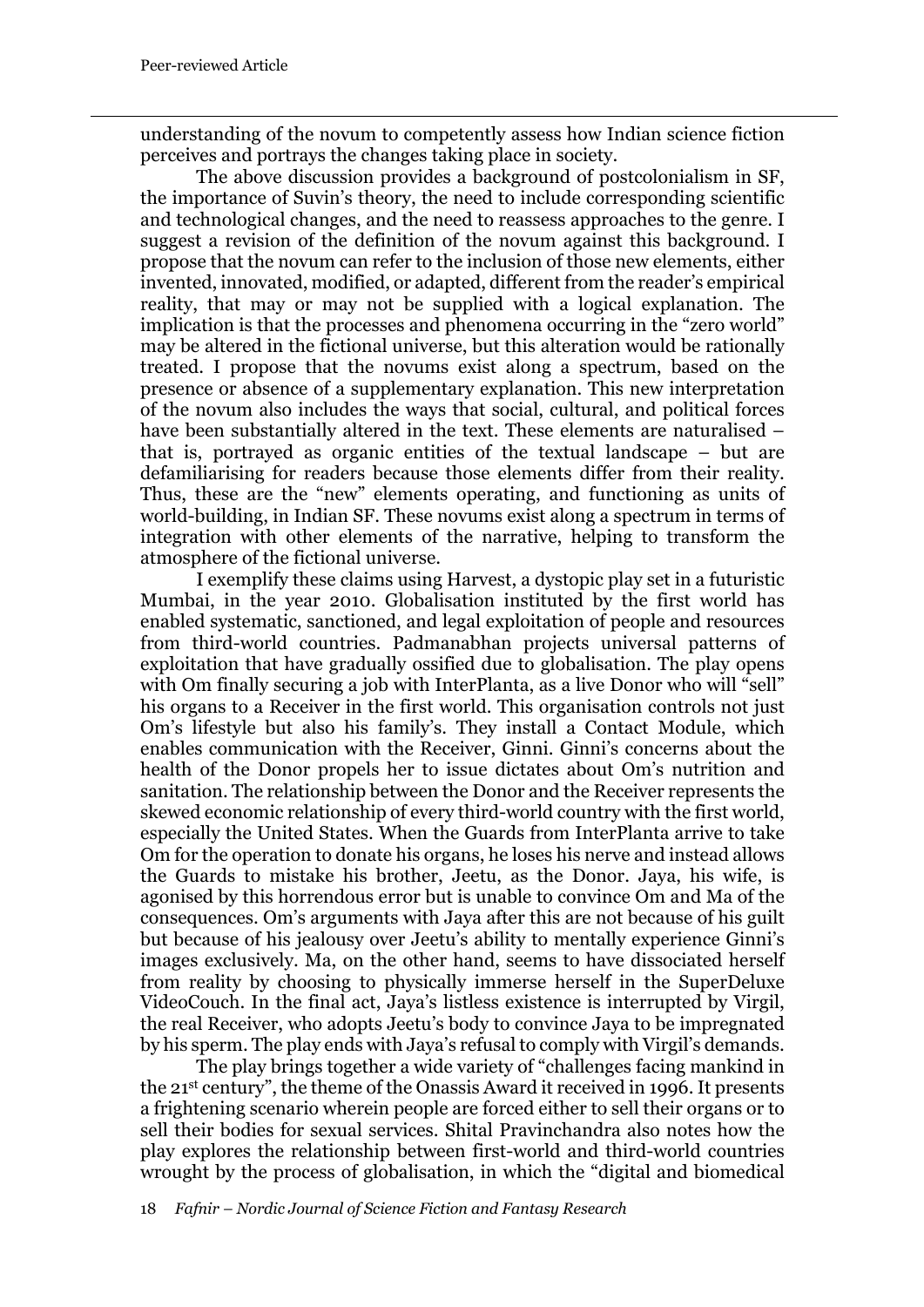understanding of the novum to competently assess how Indian science fiction perceives and portrays the changes taking place in society.

The above discussion provides a background of postcolonialism in SF, the importance of Suvin's theory, the need to include corresponding scientific and technological changes, and the need to reassess approaches to the genre. I suggest a revision of the definition of the novum against this background. I propose that the novum can refer to the inclusion of those new elements, either invented, innovated, modified, or adapted, different from the reader's empirical reality, that may or may not be supplied with a logical explanation. The implication is that the processes and phenomena occurring in the "zero world" may be altered in the fictional universe, but this alteration would be rationally treated. I propose that the novums exist along a spectrum, based on the presence or absence of a supplementary explanation. This new interpretation of the novum also includes the ways that social, cultural, and political forces have been substantially altered in the text. These elements are naturalised – that is, portrayed as organic entities of the textual landscape – but are defamiliarising for readers because those elements differ from their reality. Thus, these are the "new" elements operating, and functioning as units of world-building, in Indian SF. These novums exist along a spectrum in terms of integration with other elements of the narrative, helping to transform the atmosphere of the fictional universe.

I exemplify these claims using Harvest, a dystopic play set in a futuristic Mumbai, in the year 2010. Globalisation instituted by the first world has enabled systematic, sanctioned, and legal exploitation of people and resources from third-world countries. Padmanabhan projects universal patterns of exploitation that have gradually ossified due to globalisation. The play opens with Om finally securing a job with InterPlanta, as a live Donor who will "sell" his organs to a Receiver in the first world. This organisation controls not just Om's lifestyle but also his family's. They install a Contact Module, which enables communication with the Receiver, Ginni. Ginni's concerns about the health of the Donor propels her to issue dictates about Om's nutrition and sanitation. The relationship between the Donor and the Receiver represents the skewed economic relationship of every third-world country with the first world, especially the United States. When the Guards from InterPlanta arrive to take Om for the operation to donate his organs, he loses his nerve and instead allows the Guards to mistake his brother, Jeetu, as the Donor. Jaya, his wife, is agonised by this horrendous error but is unable to convince Om and Ma of the consequences. Om's arguments with Jaya after this are not because of his guilt but because of his jealousy over Jeetu's ability to mentally experience Ginni's images exclusively. Ma, on the other hand, seems to have dissociated herself from reality by choosing to physically immerse herself in the SuperDeluxe VideoCouch. In the final act, Jaya's listless existence is interrupted by Virgil, the real Receiver, who adopts Jeetu's body to convince Jaya to be impregnated by his sperm. The play ends with Jaya's refusal to comply with Virgil's demands.

The play brings together a wide variety of "challenges facing mankind in the 21st century", the theme of the Onassis Award it received in 1996. It presents a frightening scenario wherein people are forced either to sell their organs or to sell their bodies for sexual services. Shital Pravinchandra also notes how the play explores the relationship between first-world and third-world countries wrought by the process of globalisation, in which the "digital and biomedical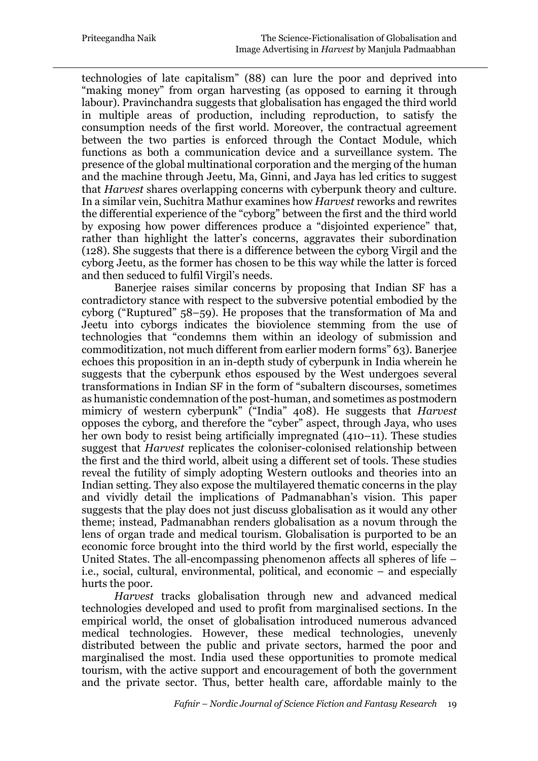technologies of late capitalism" (88) can lure the poor and deprived into "making money" from organ harvesting (as opposed to earning it through labour). Pravinchandra suggests that globalisation has engaged the third world in multiple areas of production, including reproduction, to satisfy the consumption needs of the first world. Moreover, the contractual agreement between the two parties is enforced through the Contact Module, which functions as both a communication device and a surveillance system. The presence of the global multinational corporation and the merging of the human and the machine through Jeetu, Ma, Ginni, and Jaya has led critics to suggest that *Harvest* shares overlapping concerns with cyberpunk theory and culture. In a similar vein, Suchitra Mathur examines how *Harvest* reworks and rewrites the differential experience of the "cyborg" between the first and the third world by exposing how power differences produce a "disjointed experience" that, rather than highlight the latter's concerns, aggravates their subordination (128). She suggests that there is a difference between the cyborg Virgil and the cyborg Jeetu, as the former has chosen to be this way while the latter is forced and then seduced to fulfil Virgil's needs.

Banerjee raises similar concerns by proposing that Indian SF has a contradictory stance with respect to the subversive potential embodied by the cyborg ("Ruptured" 58–59). He proposes that the transformation of Ma and Jeetu into cyborgs indicates the bioviolence stemming from the use of technologies that "condemns them within an ideology of submission and commoditization, not much different from earlier modern forms" 63). Banerjee echoes this proposition in an in-depth study of cyberpunk in India wherein he suggests that the cyberpunk ethos espoused by the West undergoes several transformations in Indian SF in the form of "subaltern discourses, sometimes as humanistic condemnation of the post-human, and sometimes as postmodern mimicry of western cyberpunk" ("India" 408). He suggests that *Harvest* opposes the cyborg, and therefore the "cyber" aspect, through Jaya, who uses her own body to resist being artificially impregnated (410–11). These studies suggest that *Harvest* replicates the coloniser-colonised relationship between the first and the third world, albeit using a different set of tools. These studies reveal the futility of simply adopting Western outlooks and theories into an Indian setting. They also expose the multilayered thematic concerns in the play and vividly detail the implications of Padmanabhan's vision. This paper suggests that the play does not just discuss globalisation as it would any other theme; instead, Padmanabhan renders globalisation as a novum through the lens of organ trade and medical tourism. Globalisation is purported to be an economic force brought into the third world by the first world, especially the United States. The all-encompassing phenomenon affects all spheres of life – i.e., social, cultural, environmental, political, and economic – and especially hurts the poor.

*Harvest* tracks globalisation through new and advanced medical technologies developed and used to profit from marginalised sections. In the empirical world, the onset of globalisation introduced numerous advanced medical technologies. However, these medical technologies, unevenly distributed between the public and private sectors, harmed the poor and marginalised the most. India used these opportunities to promote medical tourism, with the active support and encouragement of both the government and the private sector. Thus, better health care, affordable mainly to the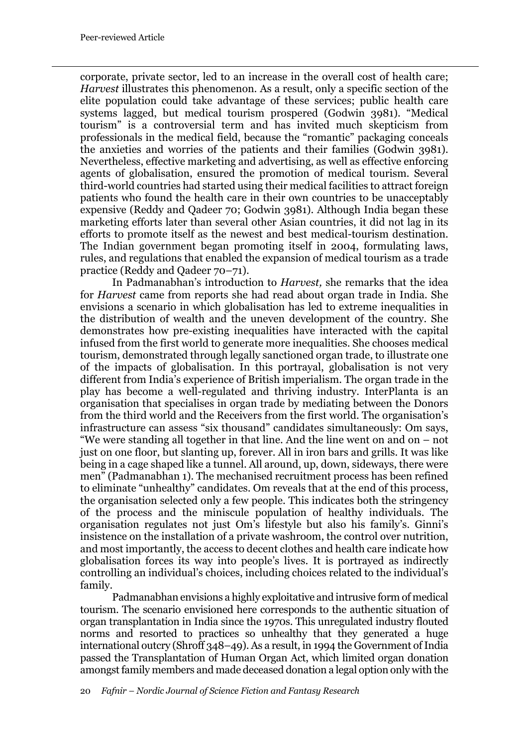corporate, private sector, led to an increase in the overall cost of health care; *Harvest* illustrates this phenomenon. As a result, only a specific section of the elite population could take advantage of these services; public health care systems lagged, but medical tourism prospered (Godwin 3981). "Medical tourism" is a controversial term and has invited much skepticism from professionals in the medical field, because the "romantic" packaging conceals the anxieties and worries of the patients and their families (Godwin 3981). Nevertheless, effective marketing and advertising, as well as effective enforcing agents of globalisation, ensured the promotion of medical tourism. Several third-world countries had started using their medical facilities to attract foreign patients who found the health care in their own countries to be unacceptably expensive (Reddy and Qadeer 70; Godwin 3981). Although India began these marketing efforts later than several other Asian countries, it did not lag in its efforts to promote itself as the newest and best medical-tourism destination. The Indian government began promoting itself in 2004, formulating laws, rules, and regulations that enabled the expansion of medical tourism as a trade practice (Reddy and Qadeer 70–71).

In Padmanabhan's introduction to *Harvest,* she remarks that the idea for *Harvest* came from reports she had read about organ trade in India. She envisions a scenario in which globalisation has led to extreme inequalities in the distribution of wealth and the uneven development of the country. She demonstrates how pre-existing inequalities have interacted with the capital infused from the first world to generate more inequalities. She chooses medical tourism, demonstrated through legally sanctioned organ trade, to illustrate one of the impacts of globalisation. In this portrayal, globalisation is not very different from India's experience of British imperialism. The organ trade in the play has become a well-regulated and thriving industry. InterPlanta is an organisation that specialises in organ trade by mediating between the Donors from the third world and the Receivers from the first world. The organisation's infrastructure can assess "six thousand" candidates simultaneously: Om says, "We were standing all together in that line. And the line went on and on – not just on one floor, but slanting up, forever. All in iron bars and grills. It was like being in a cage shaped like a tunnel. All around, up, down, sideways, there were men" (Padmanabhan 1). The mechanised recruitment process has been refined to eliminate "unhealthy" candidates. Om reveals that at the end of this process, the organisation selected only a few people. This indicates both the stringency of the process and the miniscule population of healthy individuals. The organisation regulates not just Om's lifestyle but also his family's. Ginni's insistence on the installation of a private washroom, the control over nutrition, and most importantly, the access to decent clothes and health care indicate how globalisation forces its way into people's lives. It is portrayed as indirectly controlling an individual's choices, including choices related to the individual's family.

Padmanabhan envisions a highly exploitative and intrusive form of medical tourism. The scenario envisioned here corresponds to the authentic situation of organ transplantation in India since the 1970s. This unregulated industry flouted norms and resorted to practices so unhealthy that they generated a huge international outcry (Shroff 348–49). As a result, in 1994 the Government of India passed the Transplantation of Human Organ Act, which limited organ donation amongst family members and made deceased donation a legal option only with the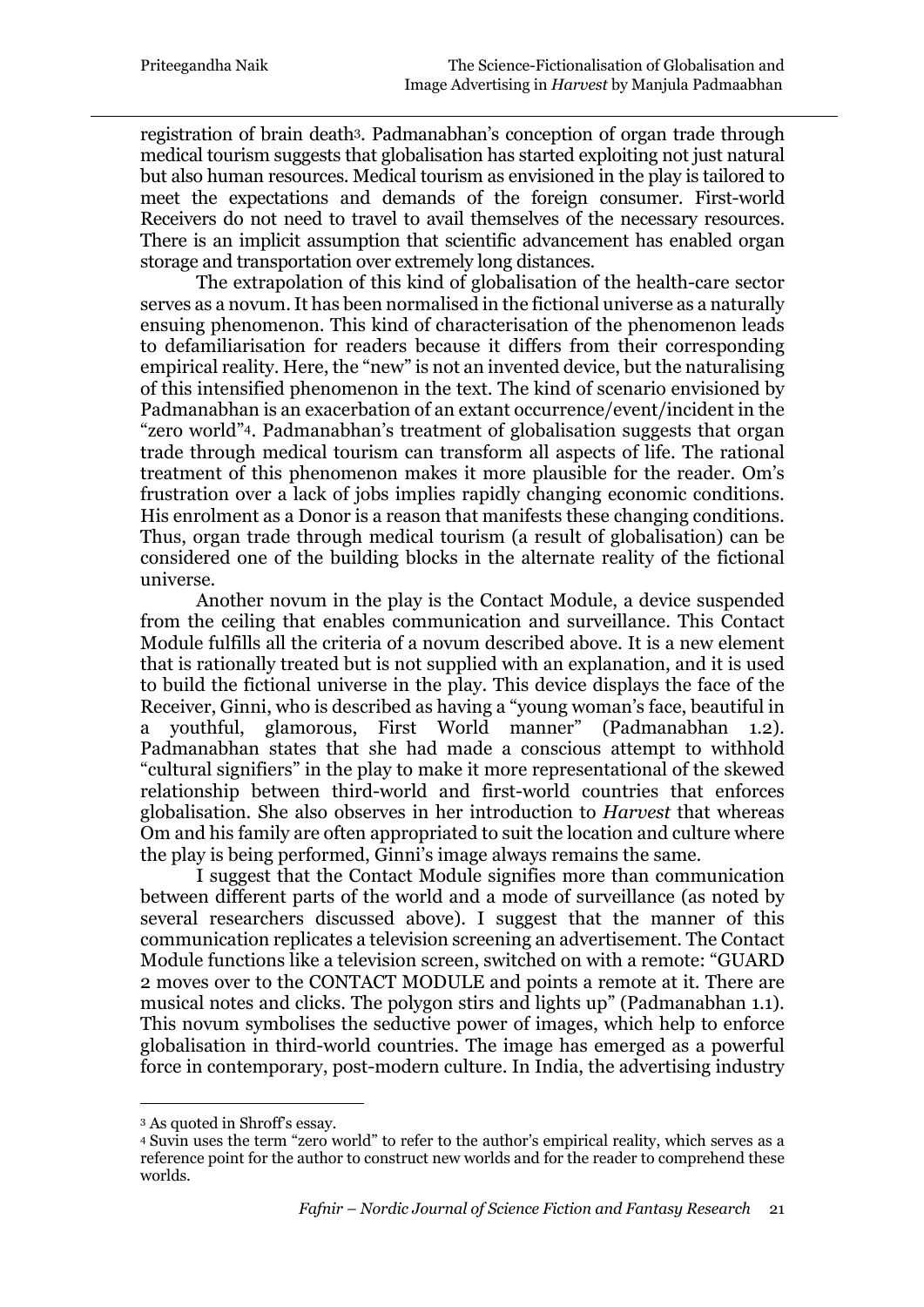registration of brain death[3]. Padmanabhan's conception of organ trade through medical tourism suggests that globalisation has started exploiting not just natural but also human resources. Medical tourism as envisioned in the play is tailored to meet the expectations and demands of the foreign consumer. First-world Receivers do not need to travel to avail themselves of the necessary resources. There is an implicit assumption that scientific advancement has enabled organ storage and transportation over extremely long distances.

The extrapolation of this kind of globalisation of the health-care sector serves as a novum. It has been normalised in the fictional universe as a naturally ensuing phenomenon. This kind of characterisation of the phenomenon leads to defamiliarisation for readers because it differs from their corresponding empirical reality. Here, the "new" is not an invented device, but the naturalising of this intensified phenomenon in the text. The kind of scenario envisioned by Padmanabhan is an exacerbation of an extant occurrence/event/incident in the "zero world"[4]. Padmanabhan's treatment of globalisation suggests that organ trade through medical tourism can transform all aspects of life. The rational treatment of this phenomenon makes it more plausible for the reader. Om's frustration over a lack of jobs implies rapidly changing economic conditions. His enrolment as a Donor is a reason that manifests these changing conditions. Thus, organ trade through medical tourism (a result of globalisation) can be considered one of the building blocks in the alternate reality of the fictional universe.

Another novum in the play is the Contact Module, a device suspended from the ceiling that enables communication and surveillance. This Contact Module fulfills all the criteria of a novum described above. It is a new element that is rationally treated but is not supplied with an explanation, and it is used to build the fictional universe in the play. This device displays the face of the Receiver, Ginni, who is described as having a "young woman's face, beautiful in a youthful, glamorous, First World manner" (Padmanabhan 1.2). Padmanabhan states that she had made a conscious attempt to withhold "cultural signifiers" in the play to make it more representational of the skewed relationship between third-world and first-world countries that enforces globalisation. She also observes in her introduction to *Harvest* that whereas Om and his family are often appropriated to suit the location and culture where the play is being performed, Ginni's image always remains the same.

I suggest that the Contact Module signifies more than communication between different parts of the world and a mode of surveillance (as noted by several researchers discussed above). I suggest that the manner of this communication replicates a television screening an advertisement. The Contact Module functions like a television screen, switched on with a remote: "GUARD 2 moves over to the CONTACT MODULE and points a remote at it. There are musical notes and clicks. The polygon stirs and lights up" (Padmanabhan 1.1). This novum symbolises the seductive power of images, which help to enforce globalisation in third-world countries. The image has emerged as a powerful force in contemporary, post-modern culture. In India, the advertising industry

---

[3] As quoted in Shroff's essay.

[4] Suvin uses the term "zero world" to refer to the author's empirical reality, which serves as a reference point for the author to construct new worlds and for the reader to comprehend these worlds.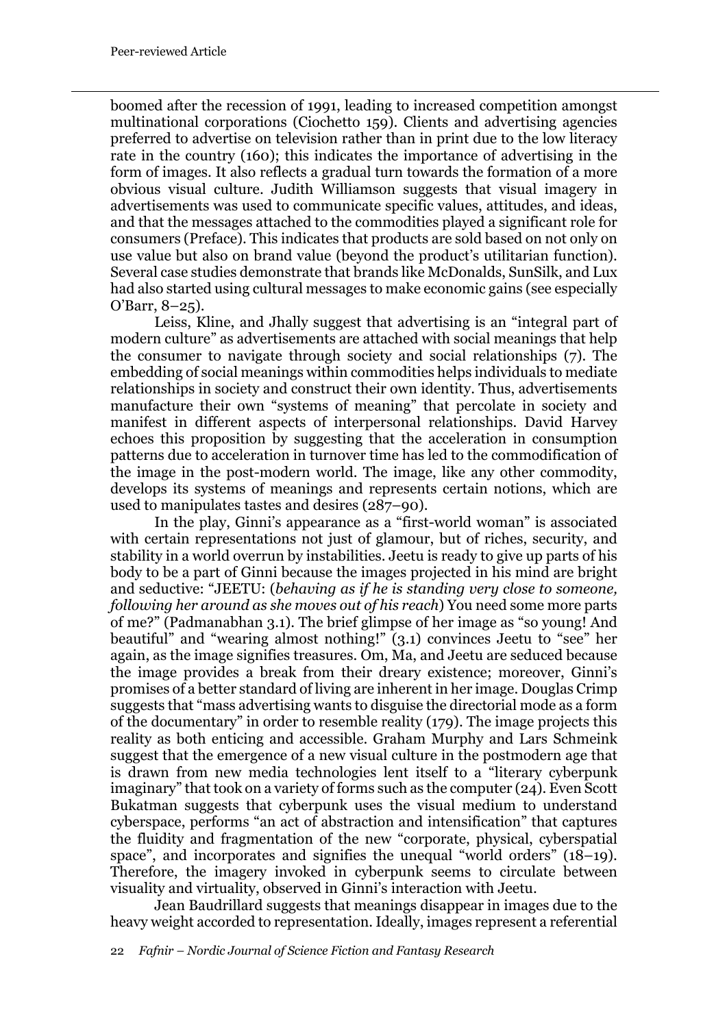boomed after the recession of 1991, leading to increased competition amongst multinational corporations (Ciochetto 159). Clients and advertising agencies preferred to advertise on television rather than in print due to the low literacy rate in the country (160); this indicates the importance of advertising in the form of images. It also reflects a gradual turn towards the formation of a more obvious visual culture. Judith Williamson suggests that visual imagery in advertisements was used to communicate specific values, attitudes, and ideas, and that the messages attached to the commodities played a significant role for consumers (Preface). This indicates that products are sold based on not only on use value but also on brand value (beyond the product's utilitarian function). Several case studies demonstrate that brands like McDonalds, SunSilk, and Lux had also started using cultural messages to make economic gains (see especially O'Barr, 8–25).

Leiss, Kline, and Jhally suggest that advertising is an "integral part of modern culture" as advertisements are attached with social meanings that help the consumer to navigate through society and social relationships (7). The embedding of social meanings within commodities helps individuals to mediate relationships in society and construct their own identity. Thus, advertisements manufacture their own "systems of meaning" that percolate in society and manifest in different aspects of interpersonal relationships. David Harvey echoes this proposition by suggesting that the acceleration in consumption patterns due to acceleration in turnover time has led to the commodification of the image in the post-modern world. The image, like any other commodity, develops its systems of meanings and represents certain notions, which are used to manipulates tastes and desires (287–90).

In the play, Ginni's appearance as a "first-world woman" is associated with certain representations not just of glamour, but of riches, security, and stability in a world overrun by instabilities. Jeetu is ready to give up parts of his body to be a part of Ginni because the images projected in his mind are bright and seductive: "JEETU: (*behaving as if he is standing very close to someone, following her around as she moves out of his reach*) You need some more parts of me?" (Padmanabhan 3.1). The brief glimpse of her image as "so young! And beautiful" and "wearing almost nothing!" (3.1) convinces Jeetu to "see" her again, as the image signifies treasures. Om, Ma, and Jeetu are seduced because the image provides a break from their dreary existence; moreover, Ginni's promises of a better standard of living are inherent in her image. Douglas Crimp suggests that "mass advertising wants to disguise the directorial mode as a form of the documentary" in order to resemble reality (179). The image projects this reality as both enticing and accessible. Graham Murphy and Lars Schmeink suggest that the emergence of a new visual culture in the postmodern age that is drawn from new media technologies lent itself to a "literary cyberpunk imaginary" that took on a variety of forms such as the computer (24). Even Scott Bukatman suggests that cyberpunk uses the visual medium to understand cyberspace, performs "an act of abstraction and intensification" that captures the fluidity and fragmentation of the new "corporate, physical, cyberspatial space", and incorporates and signifies the unequal "world orders" (18–19). Therefore, the imagery invoked in cyberpunk seems to circulate between visuality and virtuality, observed in Ginni's interaction with Jeetu.

Jean Baudrillard suggests that meanings disappear in images due to the heavy weight accorded to representation. Ideally, images represent a referential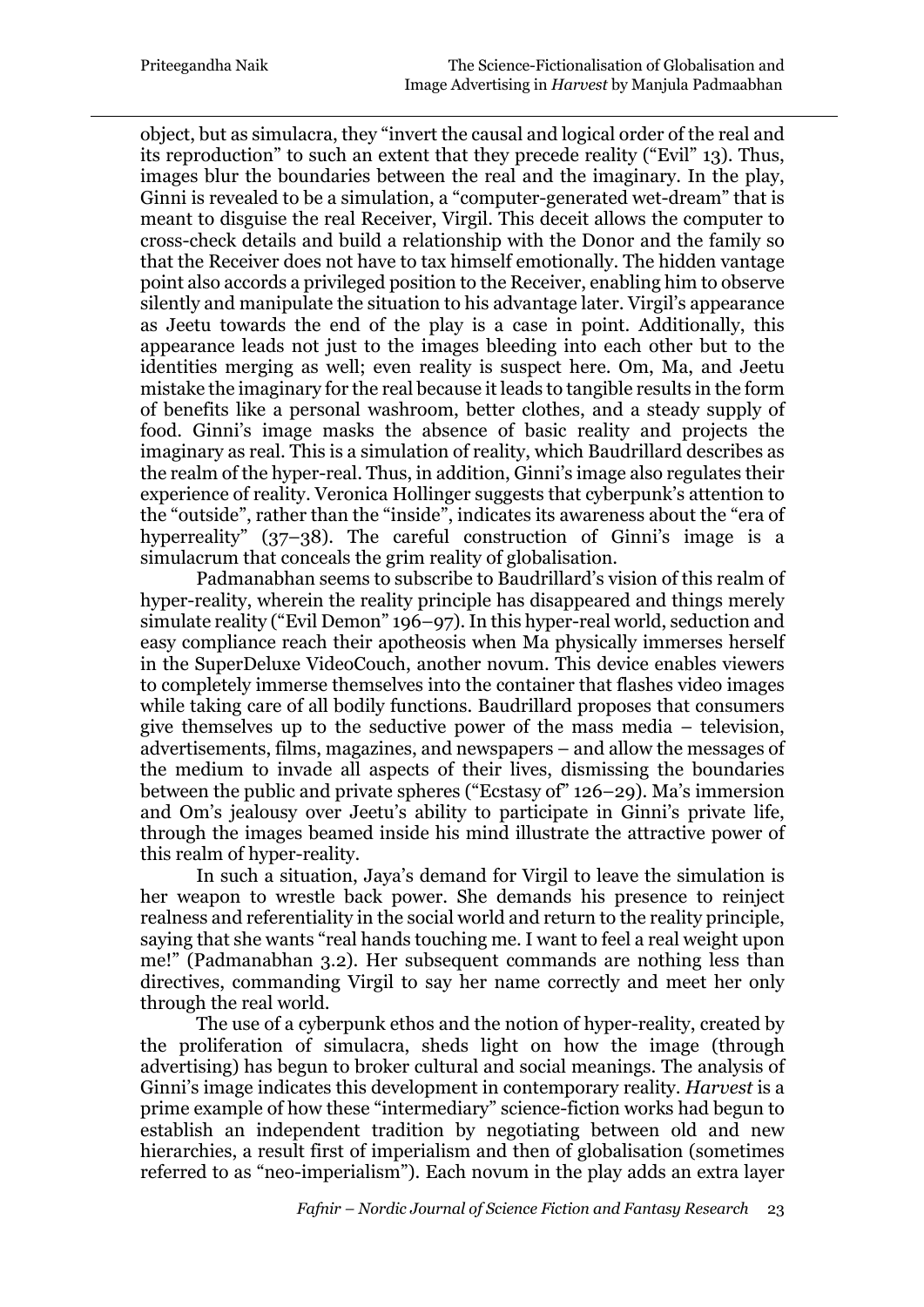object, but as simulacra, they "invert the causal and logical order of the real and its reproduction" to such an extent that they precede reality ("Evil" 13). Thus, images blur the boundaries between the real and the imaginary. In the play, Ginni is revealed to be a simulation, a "computer-generated wet-dream" that is meant to disguise the real Receiver, Virgil. This deceit allows the computer to cross-check details and build a relationship with the Donor and the family so that the Receiver does not have to tax himself emotionally. The hidden vantage point also accords a privileged position to the Receiver, enabling him to observe silently and manipulate the situation to his advantage later. Virgil's appearance as Jeetu towards the end of the play is a case in point. Additionally, this appearance leads not just to the images bleeding into each other but to the identities merging as well; even reality is suspect here. Om, Ma, and Jeetu mistake the imaginary for the real because it leads to tangible results in the form of benefits like a personal washroom, better clothes, and a steady supply of food. Ginni's image masks the absence of basic reality and projects the imaginary as real. This is a simulation of reality, which Baudrillard describes as the realm of the hyper-real. Thus, in addition, Ginni's image also regulates their experience of reality. Veronica Hollinger suggests that cyberpunk's attention to the "outside", rather than the "inside", indicates its awareness about the "era of hyperreality" (37–38). The careful construction of Ginni's image is a simulacrum that conceals the grim reality of globalisation.

Padmanabhan seems to subscribe to Baudrillard's vision of this realm of hyper-reality, wherein the reality principle has disappeared and things merely simulate reality ("Evil Demon" 196–97). In this hyper-real world, seduction and easy compliance reach their apotheosis when Ma physically immerses herself in the SuperDeluxe VideoCouch, another novum. This device enables viewers to completely immerse themselves into the container that flashes video images while taking care of all bodily functions. Baudrillard proposes that consumers give themselves up to the seductive power of the mass media – television, advertisements, films, magazines, and newspapers – and allow the messages of the medium to invade all aspects of their lives, dismissing the boundaries between the public and private spheres ("Ecstasy of" 126–29). Ma's immersion and Om's jealousy over Jeetu's ability to participate in Ginni's private life, through the images beamed inside his mind illustrate the attractive power of this realm of hyper-reality.

In such a situation, Jaya's demand for Virgil to leave the simulation is her weapon to wrestle back power. She demands his presence to reinject realness and referentiality in the social world and return to the reality principle, saying that she wants "real hands touching me. I want to feel a real weight upon me!" (Padmanabhan 3.2). Her subsequent commands are nothing less than directives, commanding Virgil to say her name correctly and meet her only through the real world.

The use of a cyberpunk ethos and the notion of hyper-reality, created by the proliferation of simulacra, sheds light on how the image (through advertising) has begun to broker cultural and social meanings. The analysis of Ginni's image indicates this development in contemporary reality. *Harvest* is a prime example of how these "intermediary" science-fiction works had begun to establish an independent tradition by negotiating between old and new hierarchies, a result first of imperialism and then of globalisation (sometimes referred to as "neo-imperialism"). Each novum in the play adds an extra layer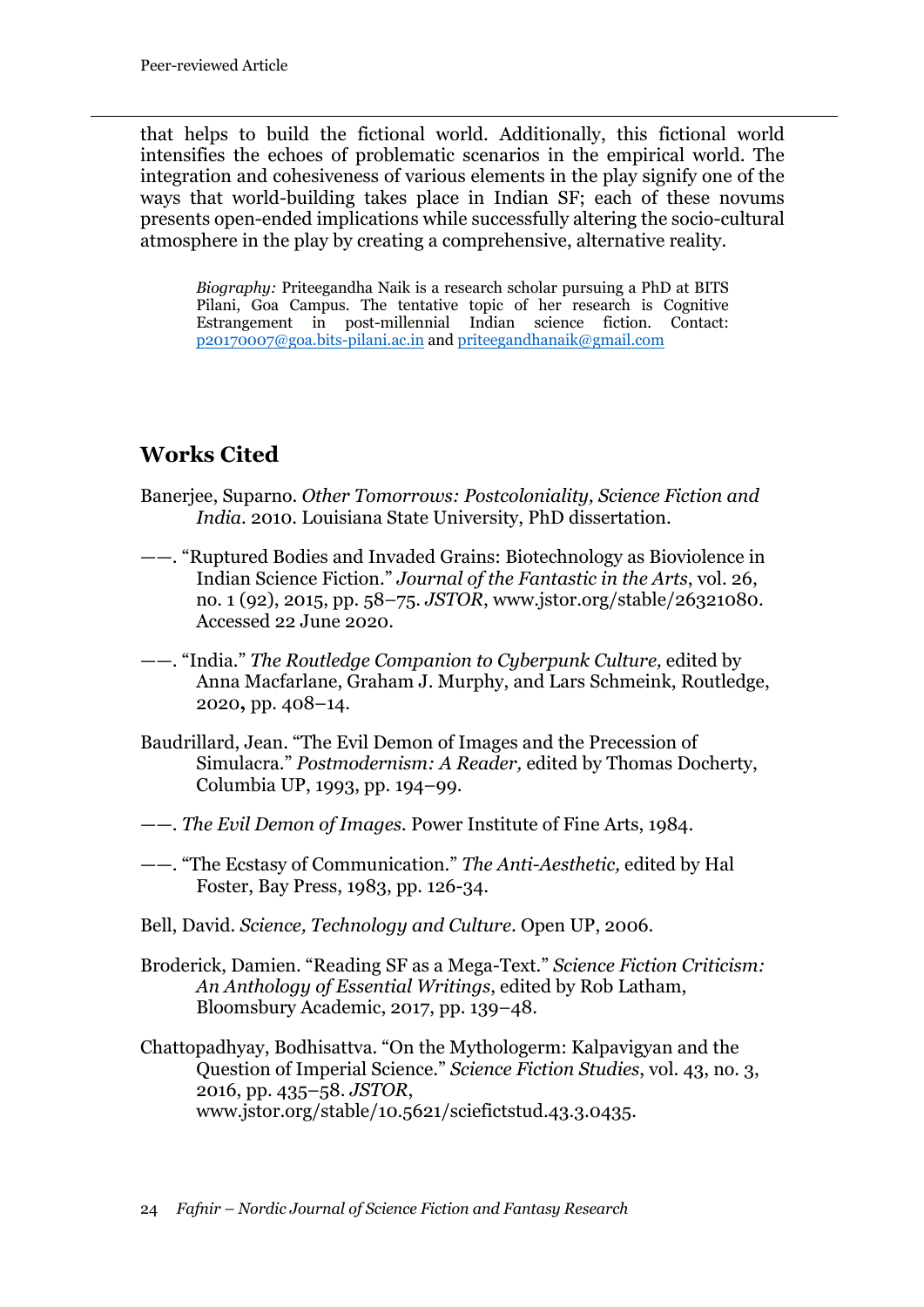that helps to build the fictional world. Additionally, this fictional world intensifies the echoes of problematic scenarios in the empirical world. The integration and cohesiveness of various elements in the play signify one of the ways that world-building takes place in Indian SF; each of these novums presents open-ended implications while successfully altering the socio-cultural atmosphere in the play by creating a comprehensive, alternative reality.

> *Biography:* Priteegandha Naik is a research scholar pursuing a PhD at BITS Pilani, Goa Campus. The tentative topic of her research is Cognitive Estrangement in post-millennial Indian science fiction. Contact: p20170007@goa.bits-pilani.ac.in and priteegandhanaik@gmail.com

## Works Cited

Banerjee, Suparno. *Other Tomorrows: Postcoloniality, Science Fiction and India*. 2010. Louisiana State University, PhD dissertation.

——. "Ruptured Bodies and Invaded Grains: Biotechnology as Bioviolence in Indian Science Fiction." *Journal of the Fantastic in the Arts*, vol. 26, no. 1 (92), 2015, pp. 58–75. *JSTOR*, www.jstor.org/stable/26321080. Accessed 22 June 2020.

——. "India." *The Routledge Companion to Cyberpunk Culture,* edited by Anna Macfarlane, Graham J. Murphy, and Lars Schmeink, Routledge, 2020**,** pp. 408–14.

Baudrillard, Jean. "The Evil Demon of Images and the Precession of Simulacra." *Postmodernism: A Reader,* edited by Thomas Docherty, Columbia UP, 1993, pp. 194–99.

——. *The Evil Demon of Images.* Power Institute of Fine Arts, 1984.

——. "The Ecstasy of Communication." *The Anti-Aesthetic,* edited by Hal Foster, Bay Press, 1983, pp. 126-34.

Bell, David. *Science, Technology and Culture*. Open UP, 2006.

Broderick, Damien. "Reading SF as a Mega-Text." *Science Fiction Criticism: An Anthology of Essential Writings*, edited by Rob Latham, Bloomsbury Academic, 2017, pp. 139–48.

Chattopadhyay, Bodhisattva. "On the Mythologerm: Kalpavigyan and the Question of Imperial Science." *Science Fiction Studies*, vol. 43, no. 3, 2016, pp. 435–58. *JSTOR*, www.jstor.org/stable/10.5621/sciefictstud.43.3.0435.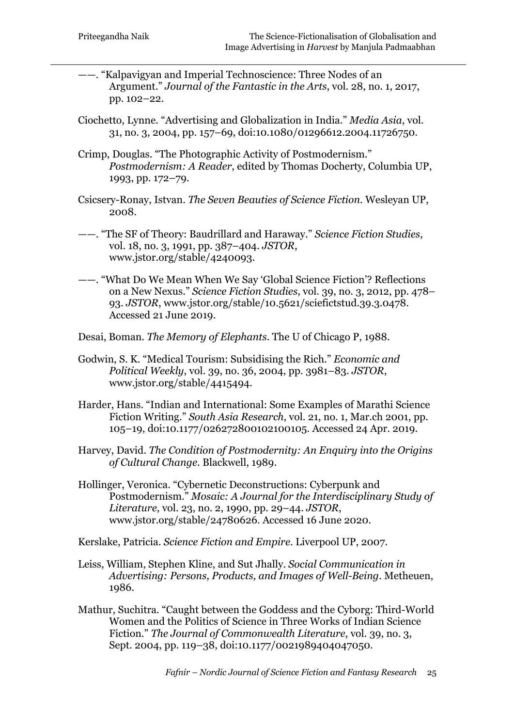——. “Kalpavigyan and Imperial Technoscience: Three Nodes of an Argument.” *Journal of the Fantastic in the Arts*, vol. 28, no. 1, 2017, pp. 102–22.

Ciochetto, Lynne. “Advertising and Globalization in India.” *Media Asia*, vol. 31, no. 3, 2004, pp. 157–69, doi:10.1080/01296612.2004.11726750.

Crimp, Douglas. “The Photographic Activity of Postmodernism.” *Postmodernism: A Reader*, edited by Thomas Docherty, Columbia UP, 1993, pp. 172–79.

Csicsery-Ronay, Istvan. *The Seven Beauties of Science Fiction*. Wesleyan UP, 2008.

——. “The SF of Theory: Baudrillard and Haraway.” *Science Fiction Studies*, vol. 18, no. 3, 1991, pp. 387–404. *JSTOR*, www.jstor.org/stable/4240093.

——. “What Do We Mean When We Say ‘Global Science Fiction’? Reflections on a New Nexus.” *Science Fiction Studies*, vol. 39, no. 3, 2012, pp. 478–93. *JSTOR*, www.jstor.org/stable/10.5621/sciefictstud.39.3.0478. Accessed 21 June 2019.

Desai, Boman. *The Memory of Elephants*. The U of Chicago P, 1988.

Godwin, S. K. “Medical Tourism: Subsidising the Rich.” *Economic and Political Weekly*, vol. 39, no. 36, 2004, pp. 3981–83. *JSTOR*, www.jstor.org/stable/4415494.

Harder, Hans. “Indian and International: Some Examples of Marathi Science Fiction Writing.” *South Asia Research*, vol. 21, no. 1, Mar.ch 2001, pp. 105–19, doi:10.1177/026272800102100105. Accessed 24 Apr. 2019.

Harvey, David. *The Condition of Postmodernity: An Enquiry into the Origins of Cultural Change*. Blackwell, 1989.

Hollinger, Veronica. “Cybernetic Deconstructions: Cyberpunk and Postmodernism.” *Mosaic: A Journal for the Interdisciplinary Study of Literature*, vol. 23, no. 2, 1990, pp. 29–44. *JSTOR*, www.jstor.org/stable/24780626. Accessed 16 June 2020.

Kerslake, Patricia. *Science Fiction and Empire*. Liverpool UP, 2007.

Leiss, William, Stephen Kline, and Sut Jhally. *Social Communication in Advertising: Persons, Products, and Images of Well-Being*. Metheuen, 1986.

Mathur, Suchitra. “Caught between the Goddess and the Cyborg: Third-World Women and the Politics of Science in Three Works of Indian Science Fiction.” *The Journal of Commonwealth Literature*, vol. 39, no. 3, Sept. 2004, pp. 119–38, doi:10.1177/0021989404047050.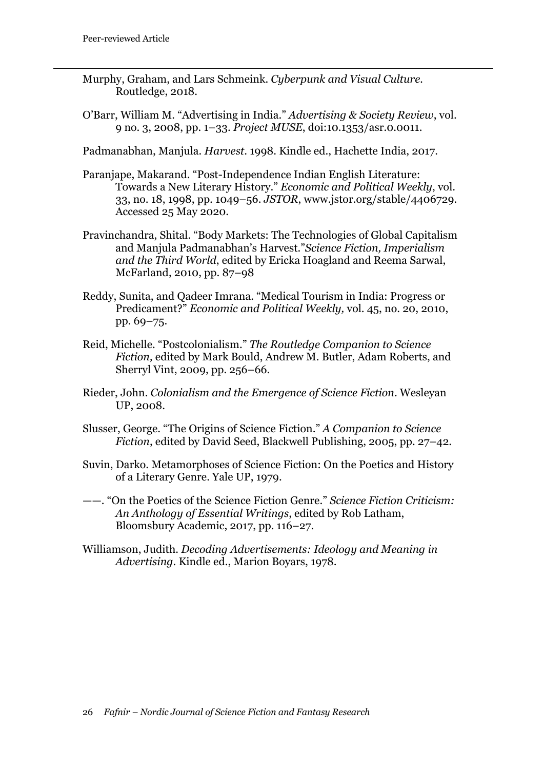Murphy, Graham, and Lars Schmeink. *Cyberpunk and Visual Culture*. Routledge, 2018.

O'Barr, William M. "Advertising in India." *Advertising & Society Review*, vol. 9 no. 3, 2008, pp. 1–33. *Project MUSE*, doi:10.1353/asr.0.0011.

Padmanabhan, Manjula. *Harvest*. 1998. Kindle ed., Hachette India, 2017.

Paranjape, Makarand. "Post-Independence Indian English Literature: Towards a New Literary History." *Economic and Political Weekly*, vol. 33, no. 18, 1998, pp. 1049–56. *JSTOR*, www.jstor.org/stable/4406729. Accessed 25 May 2020.

Pravinchandra, Shital. "Body Markets: The Technologies of Global Capitalism and Manjula Padmanabhan's Harvest."*Science Fiction, Imperialism and the Third World*, edited by Ericka Hoagland and Reema Sarwal, McFarland, 2010, pp. 87–98

Reddy, Sunita, and Qadeer Imrana. "Medical Tourism in India: Progress or Predicament?" *Economic and Political Weekly,* vol. 45, no. 20, 2010, pp. 69–75.

Reid, Michelle. "Postcolonialism." *The Routledge Companion to Science Fiction,* edited by Mark Bould, Andrew M. Butler, Adam Roberts, and Sherryl Vint, 2009, pp. 256–66.

Rieder, John. *Colonialism and the Emergence of Science Fiction*. Wesleyan UP, 2008.

Slusser, George. "The Origins of Science Fiction." *A Companion to Science Fiction*, edited by David Seed, Blackwell Publishing, 2005, pp. 27–42.

Suvin, Darko. Metamorphoses of Science Fiction: On the Poetics and History of a Literary Genre. Yale UP, 1979.

——. "On the Poetics of the Science Fiction Genre." *Science Fiction Criticism: An Anthology of Essential Writings*, edited by Rob Latham, Bloomsbury Academic, 2017, pp. 116–27.

Williamson, Judith. *Decoding Advertisements: Ideology and Meaning in Advertising*. Kindle ed., Marion Boyars, 1978.